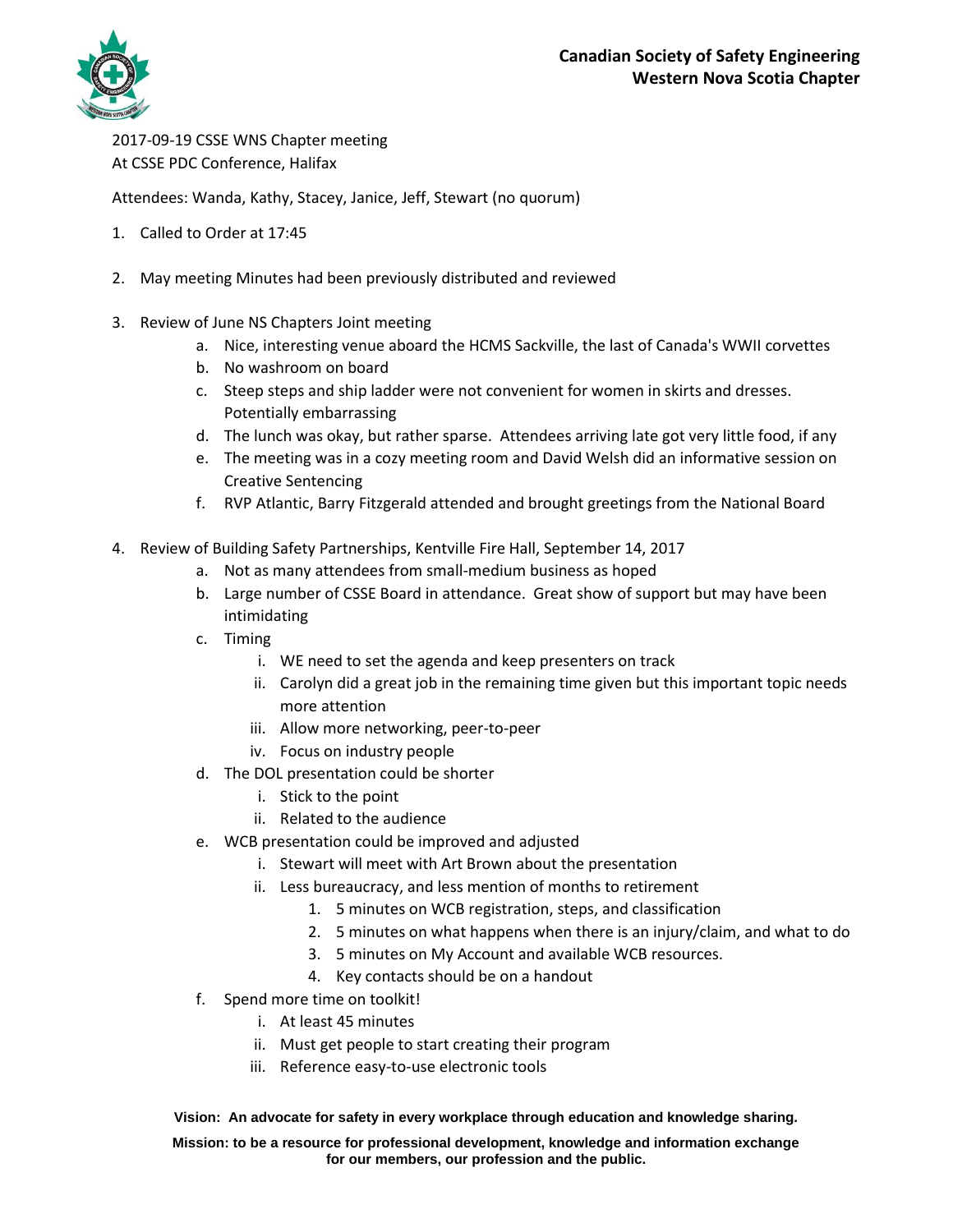**Canadian Society of Safety Engineering**
**Western Nova Scotia Chapter**

2017-09-19 CSSE WNS Chapter meeting
At CSSE PDC Conference, Halifax

Attendees: Wanda, Kathy, Stacey, Janice, Jeff, Stewart (no quorum)

1. Called to Order at 17:45

2. May meeting Minutes had been previously distributed and reviewed

3. Review of June NS Chapters Joint meeting
    a. Nice, interesting venue aboard the HCMS Sackville, the last of Canada's WWII corvettes
    b. No washroom on board
    c. Steep steps and ship ladder were not convenient for women in skirts and dresses. Potentially embarrassing
    d. The lunch was okay, but rather sparse. Attendees arriving late got very little food, if any
    e. The meeting was in a cozy meeting room and David Welsh did an informative session on Creative Sentencing
    f. RVP Atlantic, Barry Fitzgerald attended and brought greetings from the National Board

4. Review of Building Safety Partnerships, Kentville Fire Hall, September 14, 2017
    a. Not as many attendees from small-medium business as hoped
    b. Large number of CSSE Board in attendance. Great show of support but may have been intimidating
    c. Timing
        i. WE need to set the agenda and keep presenters on track
        ii. Carolyn did a great job in the remaining time given but this important topic needs more attention
        iii. Allow more networking, peer-to-peer
        iv. Focus on industry people
    d. The DOL presentation could be shorter
        i. Stick to the point
        ii. Related to the audience
    e. WCB presentation could be improved and adjusted
        i. Stewart will meet with Art Brown about the presentation
        ii. Less bureaucracy, and less mention of months to retirement
            1. 5 minutes on WCB registration, steps, and classification
            2. 5 minutes on what happens when there is an injury/claim, and what to do
            3. 5 minutes on My Account and available WCB resources.
            4. Key contacts should be on a handout
    f. Spend more time on toolkit!
        i. At least 45 minutes
        ii. Must get people to start creating their program
        iii. Reference easy-to-use electronic tools

**Vision: An advocate for safety in every workplace through education and knowledge sharing.**

**Mission: to be a resource for professional development, knowledge and information exchange for our members, our profession and the public.**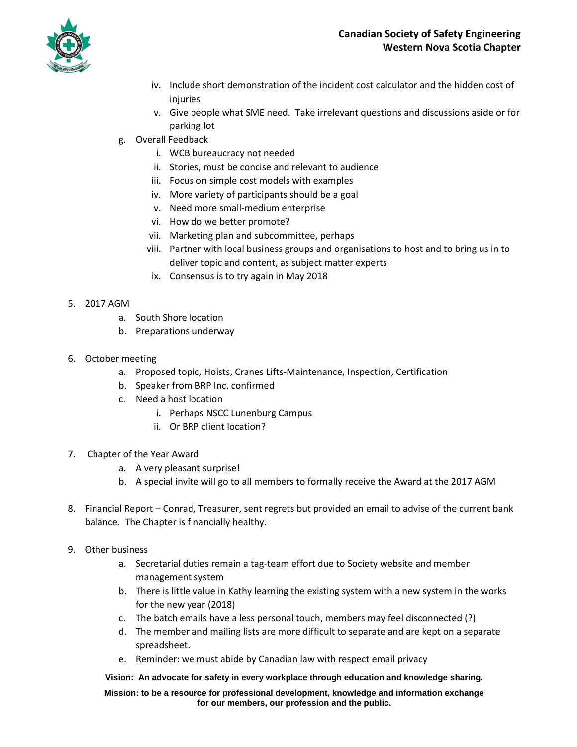iv. Include short demonstration of the incident cost calculator and the hidden cost of injuries
v. Give people what SME need. Take irrelevant questions and discussions aside or for parking lot

g. Overall Feedback
   i. WCB bureaucracy not needed
   ii. Stories, must be concise and relevant to audience
   iii. Focus on simple cost models with examples
   iv. More variety of participants should be a goal
   v. Need more small-medium enterprise
   vi. How do we better promote?
   vii. Marketing plan and subcommittee, perhaps
   viii. Partner with local business groups and organisations to host and to bring us in to deliver topic and content, as subject matter experts
   ix. Consensus is to try again in May 2018

5. 2017 AGM
   a. South Shore location
   b. Preparations underway

6. October meeting
   a. Proposed topic, Hoists, Cranes Lifts-Maintenance, Inspection, Certification
   b. Speaker from BRP Inc. confirmed
   c. Need a host location
      i. Perhaps NSCC Lunenburg Campus
      ii. Or BRP client location?

7. Chapter of the Year Award
   a. A very pleasant surprise!
   b. A special invite will go to all members to formally receive the Award at the 2017 AGM

8. Financial Report – Conrad, Treasurer, sent regrets but provided an email to advise of the current bank balance. The Chapter is financially healthy.

9. Other business
   a. Secretarial duties remain a tag-team effort due to Society website and member management system
   b. There is little value in Kathy learning the existing system with a new system in the works for the new year (2018)
   c. The batch emails have a less personal touch, members may feel disconnected (?)
   d. The member and mailing lists are more difficult to separate and are kept on a separate spreadsheet.
   e. Reminder: we must abide by Canadian law with respect email privacy

**Vision: An advocate for safety in every workplace through education and knowledge sharing.**

**Mission: to be a resource for professional development, knowledge and information exchange for our members, our profession and the public.**